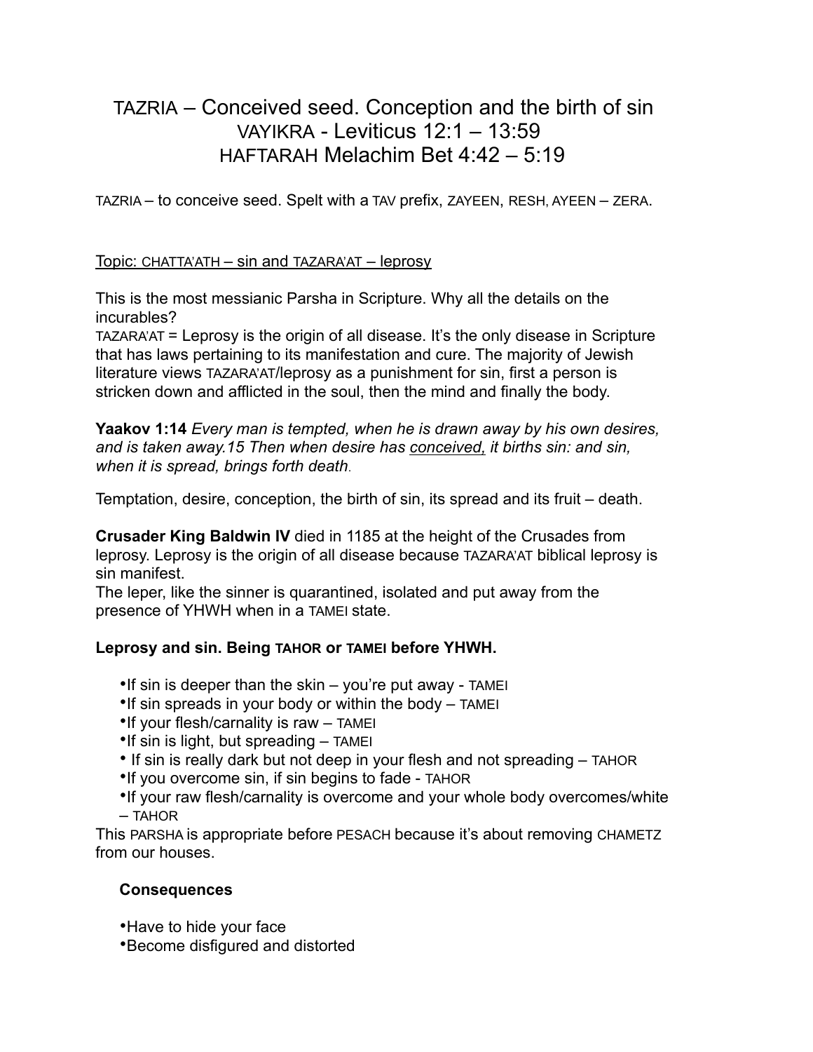# TAZRIA – Conceived seed. Conception and the birth of sin
# VAYIKRA - Leviticus 12:1 – 13:59
# HAFTARAH Melachim Bet 4:42 – 5:19

TAZRIA – to conceive seed. Spelt with a TAV prefix, ZAYEEN, RESH, AYEEN – ZERA.

<u>Topic: CHATTA'ATH – sin and TAZARA'AT – leprosy</u>

This is the most messianic Parsha in Scripture. Why all the details on the incurables?
TAZARA'AT = Leprosy is the origin of all disease. It's the only disease in Scripture that has laws pertaining to its manifestation and cure. The majority of Jewish literature views TAZARA'AT/leprosy as a punishment for sin, first a person is stricken down and afflicted in the soul, then the mind and finally the body.

**Yaakov 1:14** *Every man is tempted, when he is drawn away by his own desires, and is taken away.15 Then when desire has <u>conceived,</u> it births sin: and sin, when it is spread, brings forth death.*

Temptation, desire, conception, the birth of sin, its spread and its fruit – death.

**Crusader King Baldwin IV** died in 1185 at the height of the Crusades from leprosy. Leprosy is the origin of all disease because TAZARA'AT biblical leprosy is sin manifest.
The leper, like the sinner is quarantined, isolated and put away from the presence of YHWH when in a TAMEI state.

**Leprosy and sin. Being TAHOR or TAMEI before YHWH.**

- If sin is deeper than the skin – you're put away - TAMEI
- If sin spreads in your body or within the body – TAMEI
- If your flesh/carnality is raw – TAMEI
- If sin is light, but spreading – TAMEI
- If sin is really dark but not deep in your flesh and not spreading – TAHOR
- If you overcome sin, if sin begins to fade - TAHOR
- If your raw flesh/carnality is overcome and your whole body overcomes/white – TAHOR

This PARSHA is appropriate before PESACH because it's about removing CHAMETZ from our houses.

**Consequences**

- Have to hide your face
- Become disfigured and distorted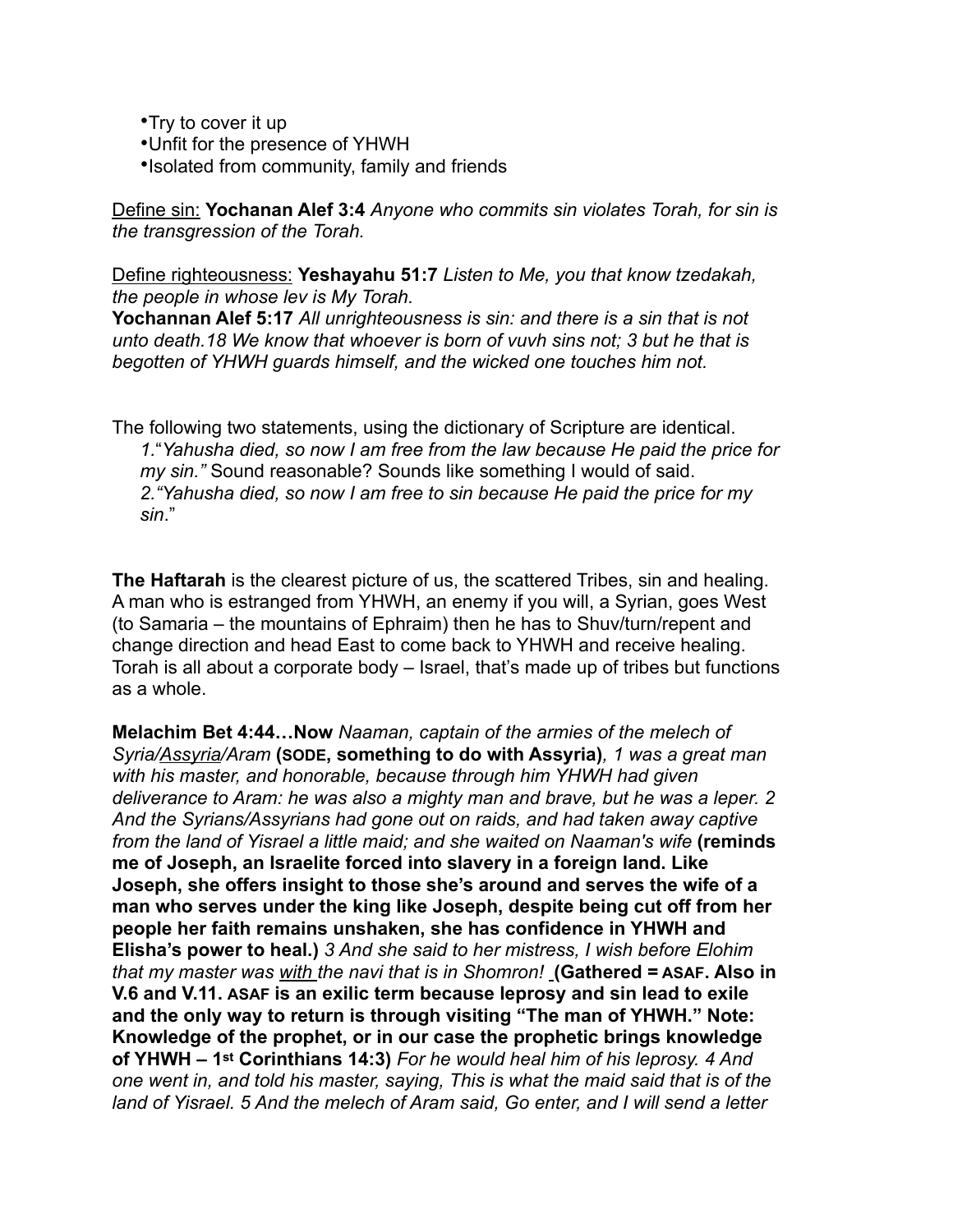- Try to cover it up
- Unfit for the presence of YHWH
- Isolated from community, family and friends

Define sin: **Yochanan Alef 3:4** *Anyone who commits sin violates Torah, for sin is the transgression of the Torah.*

Define righteousness: **Yeshayahu 51:7** *Listen to Me, you that know tzedakah, the people in whose lev is My Torah.*
**Yochannan Alef 5:17** *All unrighteousness is sin: and there is a sin that is not unto death.18 We know that whoever is born of vuvh sins not; 3 but he that is begotten of YHWH guards himself, and the wicked one touches him not.*

The following two statements, using the dictionary of Scripture are identical.

1.*"Yahusha died, so now I am free from the law because He paid the price for my sin."* Sound reasonable? Sounds like something I would of said.
2.*"Yahusha died, so now I am free to sin because He paid the price for my sin*."

**The Haftarah** is the clearest picture of us, the scattered Tribes, sin and healing. A man who is estranged from YHWH, an enemy if you will, a Syrian, goes West (to Samaria – the mountains of Ephraim) then he has to Shuv/turn/repent and change direction and head East to come back to YHWH and receive healing. Torah is all about a corporate body – Israel, that's made up of tribes but functions as a whole.

**Melachim Bet 4:44…Now** *Naaman, captain of the armies of the melech of Syria/Assyria/Aram* **(SODE, something to do with Assyria)***, 1 was a great man with his master, and honorable, because through him YHWH had given deliverance to Aram: he was also a mighty man and brave, but he was a leper. 2 And the Syrians/Assyrians had gone out on raids, and had taken away captive from the land of Yisrael a little maid; and she waited on Naaman's wife* **(reminds me of Joseph, an Israelite forced into slavery in a foreign land. Like Joseph, she offers insight to those she's around and serves the wife of a man who serves under the king like Joseph, despite being cut off from her people her faith remains unshaken, she has confidence in YHWH and Elisha's power to heal.)** *3 And she said to her mistress, I wish before Elohim that my master was with the navi that is in Shomron!* **(Gathered = ASAF. Also in V.6 and V.11. ASAF is an exilic term because leprosy and sin lead to exile and the only way to return is through visiting "The man of YHWH." Note: Knowledge of the prophet, or in our case the prophetic brings knowledge of YHWH – 1st Corinthians 14:3)** *For he would heal him of his leprosy. 4 And one went in, and told his master, saying, This is what the maid said that is of the land of Yisrael. 5 And the melech of Aram said, Go enter, and I will send a letter*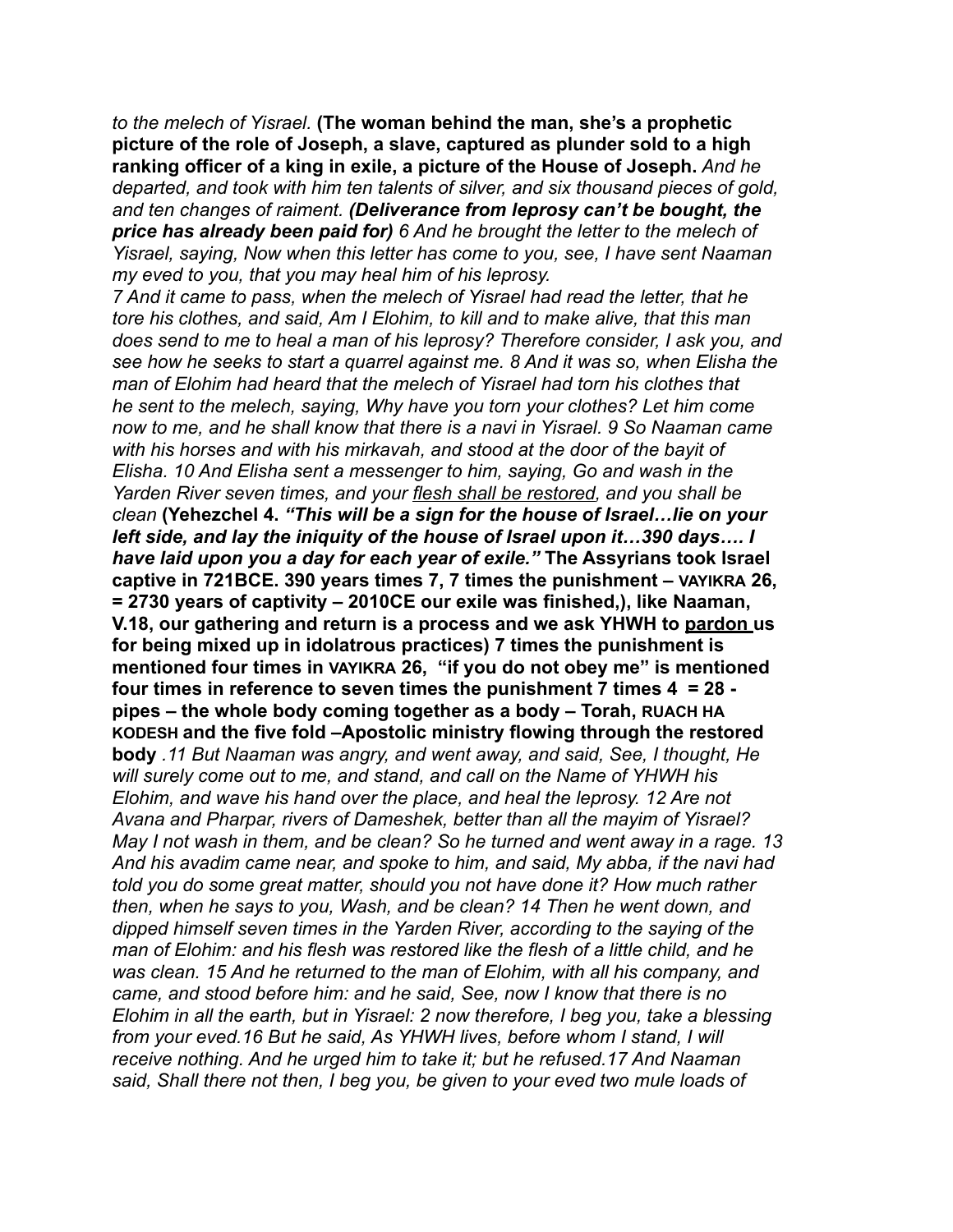*to the melech of Yisrael.* **(The woman behind the man, she's a prophetic picture of the role of Joseph, a slave, captured as plunder sold to a high ranking officer of a king in exile, a picture of the House of Joseph.** *And he departed, and took with him ten talents of silver, and six thousand pieces of gold, and ten changes of raiment.* ***(Deliverance from leprosy can't be bought, the price has already been paid for)*** *6 And he brought the letter to the melech of Yisrael, saying, Now when this letter has come to you, see, I have sent Naaman my eved to you, that you may heal him of his leprosy.*

*7 And it came to pass, when the melech of Yisrael had read the letter, that he tore his clothes, and said, Am I Elohim, to kill and to make alive, that this man does send to me to heal a man of his leprosy? Therefore consider, I ask you, and see how he seeks to start a quarrel against me. 8 And it was so, when Elisha the man of Elohim had heard that the melech of Yisrael had torn his clothes that he sent to the melech, saying, Why have you torn your clothes? Let him come now to me, and he shall know that there is a navi in Yisrael. 9 So Naaman came with his horses and with his mirkavah, and stood at the door of the bayit of Elisha. 10 And Elisha sent a messenger to him, saying, Go and wash in the Yarden River seven times, and your <u>flesh shall be restored</u>, and you shall be clean* **(Yehezchel 4.** ***"This will be a sign for the house of Israel…lie on your left side, and lay the iniquity of the house of Israel upon it…390 days…. I have laid upon you a day for each year of exile."*** **The Assyrians took Israel captive in 721BCE. 390 years times 7, 7 times the punishment – VAYIKRA 26, = 2730 years of captivity – 2010CE our exile was finished,), like Naaman, V.18, our gathering and return is a process and we ask YHWH to <u>pardon</u> us for being mixed up in idolatrous practices) 7 times the punishment is mentioned four times in VAYIKRA 26, "if you do not obey me" is mentioned four times in reference to seven times the punishment 7 times 4 = 28 - pipes – the whole body coming together as a body – Torah, RUACH HA KODESH and the five fold –Apostolic ministry flowing through the restored body** *.11 But Naaman was angry, and went away, and said, See, I thought, He will surely come out to me, and stand, and call on the Name of YHWH his Elohim, and wave his hand over the place, and heal the leprosy. 12 Are not Avana and Pharpar, rivers of Dameshek, better than all the mayim of Yisrael? May I not wash in them, and be clean? So he turned and went away in a rage. 13 And his avadim came near, and spoke to him, and said, My abba, if the navi had told you do some great matter, should you not have done it? How much rather then, when he says to you, Wash, and be clean? 14 Then he went down, and dipped himself seven times in the Yarden River, according to the saying of the man of Elohim: and his flesh was restored like the flesh of a little child, and he was clean. 15 And he returned to the man of Elohim, with all his company, and came, and stood before him: and he said, See, now I know that there is no Elohim in all the earth, but in Yisrael: 2 now therefore, I beg you, take a blessing from your eved.16 But he said, As YHWH lives, before whom I stand, I will receive nothing. And he urged him to take it; but he refused.17 And Naaman said, Shall there not then, I beg you, be given to your eved two mule loads of*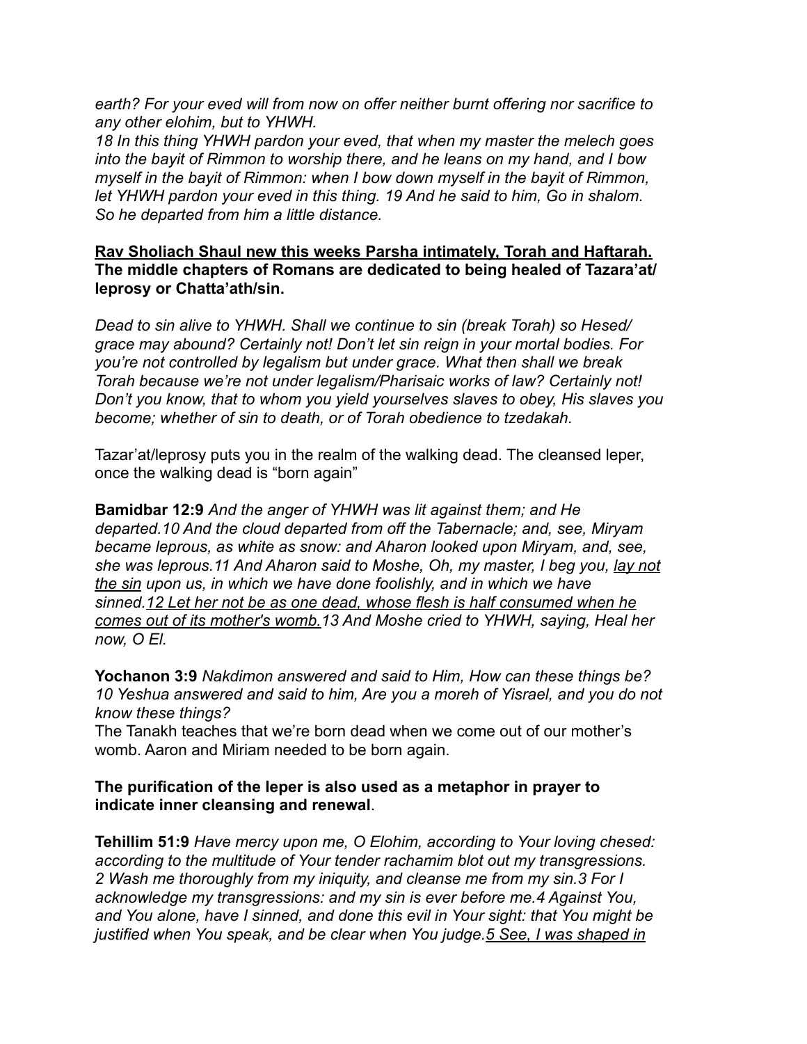*earth? For your eved will from now on offer neither burnt offering nor sacrifice to any other elohim, but to YHWH.*
*18 In this thing YHWH pardon your eved, that when my master the melech goes into the bayit of Rimmon to worship there, and he leans on my hand, and I bow myself in the bayit of Rimmon: when I bow down myself in the bayit of Rimmon, let YHWH pardon your eved in this thing. 19 And he said to him, Go in shalom. So he departed from him a little distance.*

**<u>Rav Sholiach Shaul new this weeks Parsha intimately, Torah and Haftarah.</u> The middle chapters of Romans are dedicated to being healed of Tazara'at/ leprosy or Chatta'ath/sin.**

*Dead to sin alive to YHWH. Shall we continue to sin (break Torah) so Hesed/ grace may abound? Certainly not! Don't let sin reign in your mortal bodies. For you're not controlled by legalism but under grace. What then shall we break Torah because we're not under legalism/Pharisaic works of law? Certainly not! Don't you know, that to whom you yield yourselves slaves to obey, His slaves you become; whether of sin to death, or of Torah obedience to tzedakah.*

Tazar'at/leprosy puts you in the realm of the walking dead. The cleansed leper, once the walking dead is "born again"

**Bamidbar 12:9** *And the anger of YHWH was lit against them; and He departed.10 And the cloud departed from off the Tabernacle; and, see, Miryam became leprous, as white as snow: and Aharon looked upon Miryam, and, see, she was leprous.11 And Aharon said to Moshe, Oh, my master, I beg you, <u>lay not the sin</u> upon us, in which we have done foolishly, and in which we have sinned.<u>12 Let her not be as one dead, whose flesh is half consumed when he comes out of its mother's womb.</u>13 And Moshe cried to YHWH, saying, Heal her now, O El.*

**Yochanon 3:9** *Nakdimon answered and said to Him, How can these things be? 10 Yeshua answered and said to him, Are you a moreh of Yisrael, and you do not know these things?*
The Tanakh teaches that we're born dead when we come out of our mother's womb. Aaron and Miriam needed to be born again.

**The purification of the leper is also used as a metaphor in prayer to indicate inner cleansing and renewal**.

**Tehillim 51:9** *Have mercy upon me, O Elohim, according to Your loving chesed: according to the multitude of Your tender rachamim blot out my transgressions. 2 Wash me thoroughly from my iniquity, and cleanse me from my sin.3 For I acknowledge my transgressions: and my sin is ever before me.4 Against You, and You alone, have I sinned, and done this evil in Your sight: that You might be justified when You speak, and be clear when You judge.<u>5 See, I was shaped in</u>*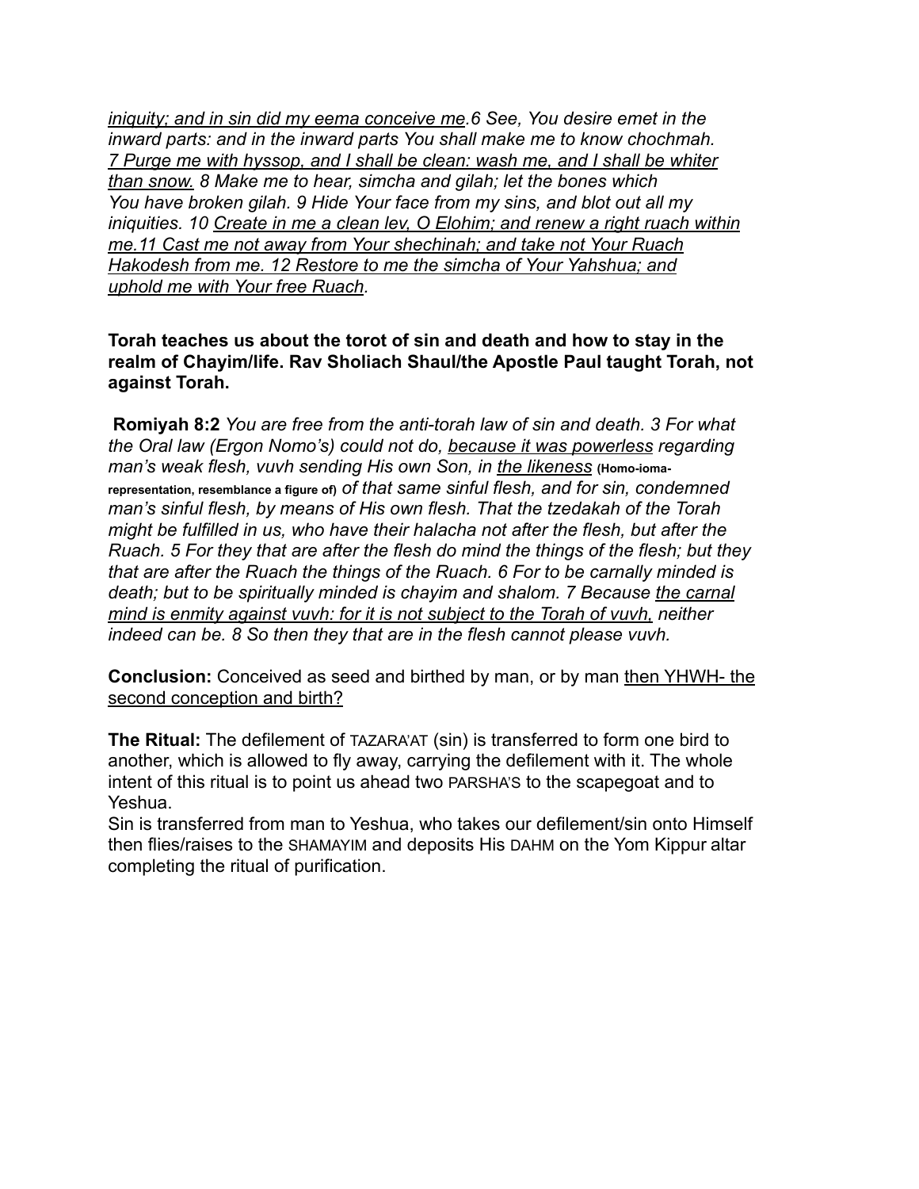*iniquity; and in sin did my eema conceive me.6 See, You desire emet in the inward parts: and in the inward parts You shall make me to know chochmah. 7 Purge me with hyssop, and I shall be clean: wash me, and I shall be whiter than snow. 8 Make me to hear, simcha and gilah; let the bones which You have broken gilah. 9 Hide Your face from my sins, and blot out all my iniquities. 10 Create in me a clean lev, O Elohim; and renew a right ruach within me.11 Cast me not away from Your shechinah; and take not Your Ruach Hakodesh from me. 12 Restore to me the simcha of Your Yahshua; and uphold me with Your free Ruach.*

**Torah teaches us about the torot of sin and death and how to stay in the realm of Chayim/life. Rav Sholiach Shaul/the Apostle Paul taught Torah, not against Torah.**

**Romiyah 8:2** *You are free from the anti-torah law of sin and death. 3 For what the Oral law (Ergon Nomo's) could not do, because it was powerless regarding man's weak flesh, vuvh sending His own Son, in the likeness* **(Homo-ioma-representation, resemblance a figure of)** *of that same sinful flesh, and for sin, condemned man's sinful flesh, by means of His own flesh. That the tzedakah of the Torah might be fulfilled in us, who have their halacha not after the flesh, but after the Ruach. 5 For they that are after the flesh do mind the things of the flesh; but they that are after the Ruach the things of the Ruach. 6 For to be carnally minded is death; but to be spiritually minded is chayim and shalom. 7 Because the carnal mind is enmity against vuvh: for it is not subject to the Torah of vuvh, neither indeed can be. 8 So then they that are in the flesh cannot please vuvh.*

**Conclusion:** Conceived as seed and birthed by man, or by man then YHWH- the second conception and birth?

**The Ritual:** The defilement of TAZARA'AT (sin) is transferred to form one bird to another, which is allowed to fly away, carrying the defilement with it. The whole intent of this ritual is to point us ahead two PARSHA'S to the scapegoat and to Yeshua.
Sin is transferred from man to Yeshua, who takes our defilement/sin onto Himself then flies/raises to the SHAMAYIM and deposits His DAHM on the Yom Kippur altar completing the ritual of purification.